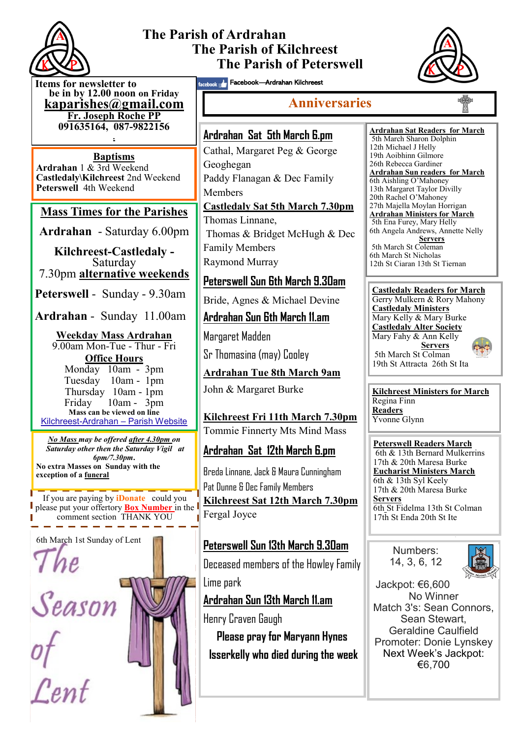# The Parish of Ardrahan
# The Parish of Kilchreest
# The Parish of Peterswell

Items for newsletter to be in by 12.00 noon on Friday
**kaparishes@gmail.com**
**Fr. Joseph Roche PP**
**091635164, 087-9822156**

Facebook—Ardrahan Kilchreest

## Anniversaries

**Baptisms**
**Ardrahan** 1 & 3rd Weekend
**Castledaly\Kilchreest** 2nd Weekend
**Peterswell** 4th Weekend

## Mass Times for the Parishes

**Ardrahan** - Saturday 6.00pm

**Kilchreest-Castledaly** - Saturday 7.30pm **alternative weekends**

**Peterswell** - Sunday - 9.30am

**Ardrahan** - Sunday 11.00am

**Weekday Mass Ardrahan**
9.00am Mon-Tue - Thur - Fri

**Office Hours**
Monday 10am - 3pm
Tuesday 10am - 1pm
Thursday 10am - 1pm
Friday 10am - 3pm

**Mass can be viewed on line**
Kilchreest-Ardrahan – Parish Website

***No Mass** may be offered **after 4.30pm** on Saturday other then the Saturday Vigil at 6pm/7.30pm.*
**No extra Masses on Sunday with the exception of a funeral**

If you are paying by **iDonate** could you please put your offertory **Box Number** in the comment section THANK YOU

6th March 1st Sunday of Lent

*The Season of Lent*

**Ardrahan Sat 5th March 6.pm**
Cathal, Margaret Peg & George Geoghegan
Paddy Flanagan & Dec Family Members

**Castledaly Sat 5th March 7.30pm**
Thomas Linnane,
Thomas & Bridget McHugh & Dec Family Members
Raymond Murray

**Peterswell Sun 6th March 9.30am**
Bride, Agnes & Michael Devine

**Ardrahan Sun 6th March 11.am**
Margaret Madden
Sr Thomasina (may) Cooley

**Ardrahan Tue 8th March 9am**
John & Margaret Burke

**Kilchreest Fri 11th March 7.30pm**
Tommie Finnerty Mts Mind Mass

**Ardrahan Sat 12th March 6.pm**
Breda Linnane, Jack & Maura Cunningham
Pat Dunne & Dec Family Members

**Kilchreest Sat 12th March 7.30pm**
Fergal Joyce

**Peterswell Sun 13th March 9.30am**
Deceased members of the Howley Family Lime park

**Ardrahan Sun 13th March 11.am**
Henry Craven Gaugh

**Please pray for Maryann Hynes Isserkelly who died during the week**

**Ardrahan Sat Readers for March**
5th March Sharon Dolphin
12th Michael J Helly
19th Aoibhinn Gilmore
26th Rebecca Gardiner

**Ardrahan Sun readers for March**
6th Aishling O'Mahoney
13th Margaret Taylor Divilly
20th Rachel O'Mahoney
27th Majella Moylan Horrigan

**Ardrahan Ministers for March**
5th Ena Furey, Mary Helly
6th Angela Andrews, Annette Nelly

**Servers**
5th March St Coleman
6th March St Nicholas
12th St Ciaran 13th St Tiernan

**Castledaly Readers for March**
Gerry Mulkern & Rory Mahony

**Castledaly Ministers**
Mary Kelly & Mary Burke

**Castledaly Alter Society**
Mary Fahy & Ann Kelly

**Servers**
5th March St Colman
19th St Attracta 26th St Ita

**Kilchreest Ministers for March**
Regina Finn

**Readers**
Yvonne Glynn

**Peterswell Readers March**
6th & 13th Bernard Mulkerrins
17th & 20th Maresa Burke

**Eucharist Ministers March**
6th & 13th Syl Keely
17th & 20th Maresa Burke

**Servers**
6th St Fidelma 13th St Colman
17th St Enda 20th St Ite

Numbers:
14, 3, 6, 12

Jackpot: €6,600
No Winner
Match 3's: Sean Connors, Sean Stewart, Geraldine Caulfield
Promoter: Donie Lynskey
Next Week's Jackpot: €6,700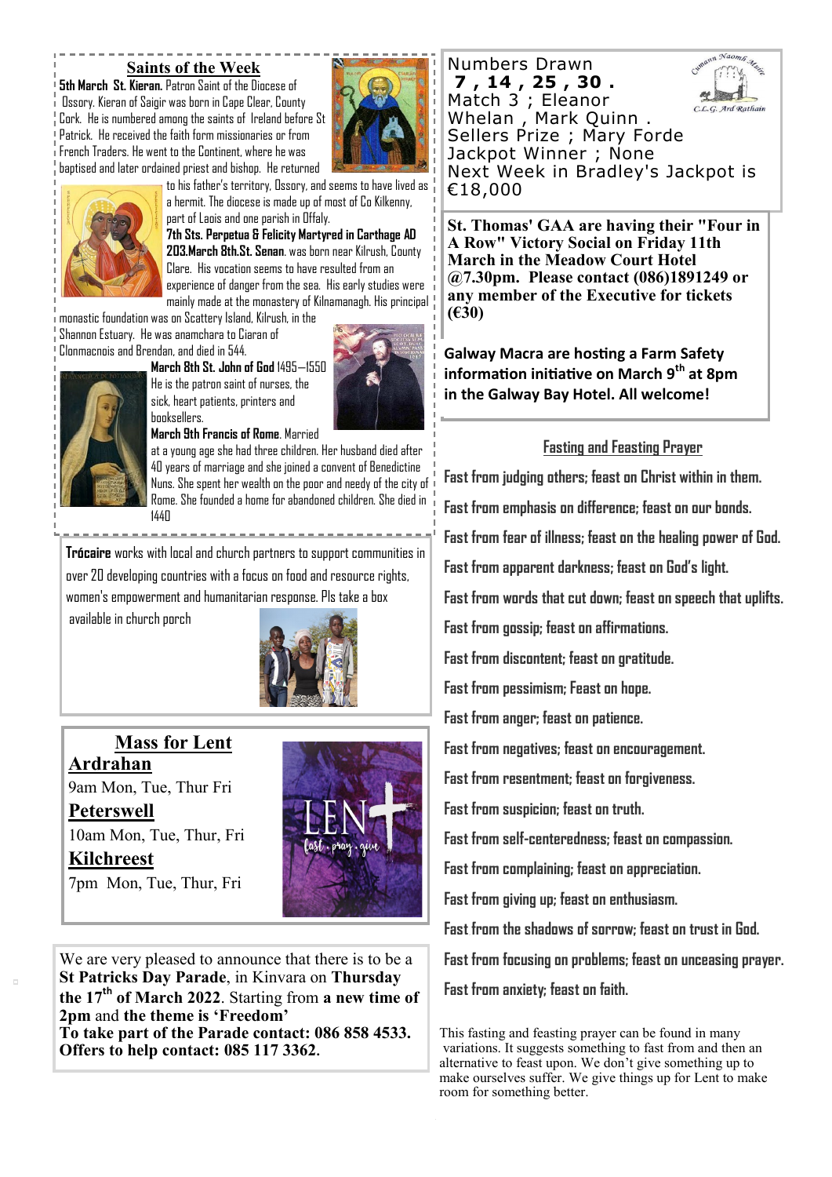## Saints of the Week

**5th March St. Kieran.** Patron Saint of the Diocese of Ossory. Kieran of Saigir was born in Cape Clear, County Cork. He is numbered among the saints of Ireland before St Patrick. He received the faith form missionaries or from French Traders. He went to the Continent, where he was baptised and later ordained priest and bishop. He returned to his father's territory, Ossory, and seems to have lived as a hermit. The diocese is made up of most of Co Kilkenny, part of Laois and one parish in Offaly.

**7th Sts. Perpetua & Felicity Martyred in Carthage AD 203.March 8th.St. Senan**. was born near Kilrush, County Clare. His vocation seems to have resulted from an experience of danger from the sea. His early studies were mainly made at the monastery of Kilnamanagh. His principal monastic foundation was on Scattery Island, Kilrush, in the Shannon Estuary. He was anamchara to Ciaran of Clonmacnois and Brendan, and died in 544.

**March 8th St. John of God** 1495—1550 He is the patron saint of nurses, the sick, heart patients, printers and booksellers.

**March 9th Francis of Rome**. Married at a young age she had three children. Her husband died after 40 years of marriage and she joined a convent of Benedictine Nuns. She spent her wealth on the poor and needy of the city of Rome. She founded a home for abandoned children. She died in 1440

**Trócaire** works with local and church partners to support communities in over 20 developing countries with a focus on food and resource rights, women's empowerment and humanitarian response. Pls take a box available in church porch

## Mass for Lent

**Ardrahan**
9am Mon, Tue, Thur Fri

**Peterswell**
10am Mon, Tue, Thur, Fri

**Kilchreest**
7pm Mon, Tue, Thur, Fri

We are very pleased to announce that there is to be a **St Patricks Day Parade**, in Kinvara on **Thursday the 17th of March 2022**. Starting from **a new time of 2pm** and **the theme is 'Freedom'**
**To take part of the Parade contact: 086 858 4533.**
**Offers to help contact: 085 117 3362.**

Numbers Drawn
**7 , 14 , 25 , 30 .**
Match 3 ; Eleanor Whelan , Mark Quinn .
Sellers Prize ; Mary Forde
Jackpot Winner ; None
Next Week in Bradley's Jackpot is €18,000

**St. Thomas' GAA are having their "Four in A Row" Victory Social on Friday 11th March in the Meadow Court Hotel @7.30pm. Please contact (086)1891249 or any member of the Executive for tickets (€30)**

**Galway Macra are hosting a Farm Safety information initiative on March 9th at 8pm in the Galway Bay Hotel. All welcome!**

## Fasting and Feasting Prayer

Fast from judging others; feast on Christ within in them.

Fast from emphasis on difference; feast on our bonds.

Fast from fear of illness; feast on the healing power of God.

Fast from apparent darkness; feast on God's light.

Fast from words that cut down; feast on speech that uplifts.

Fast from gossip; feast on affirmations.

Fast from discontent; feast on gratitude.

Fast from pessimism; Feast on hope.

Fast from anger; feast on patience.

Fast from negatives; feast on encouragement.

Fast from resentment; feast on forgiveness.

Fast from suspicion; feast on truth.

Fast from self-centeredness; feast on compassion.

Fast from complaining; feast on appreciation.

Fast from giving up; feast on enthusiasm.

Fast from the shadows of sorrow; feast on trust in God.

Fast from focusing on problems; feast on unceasing prayer.

Fast from anxiety; feast on faith.

This fasting and feasting prayer can be found in many variations. It suggests something to fast from and then an alternative to feast upon. We don't give something up to make ourselves suffer. We give things up for Lent to make room for something better.